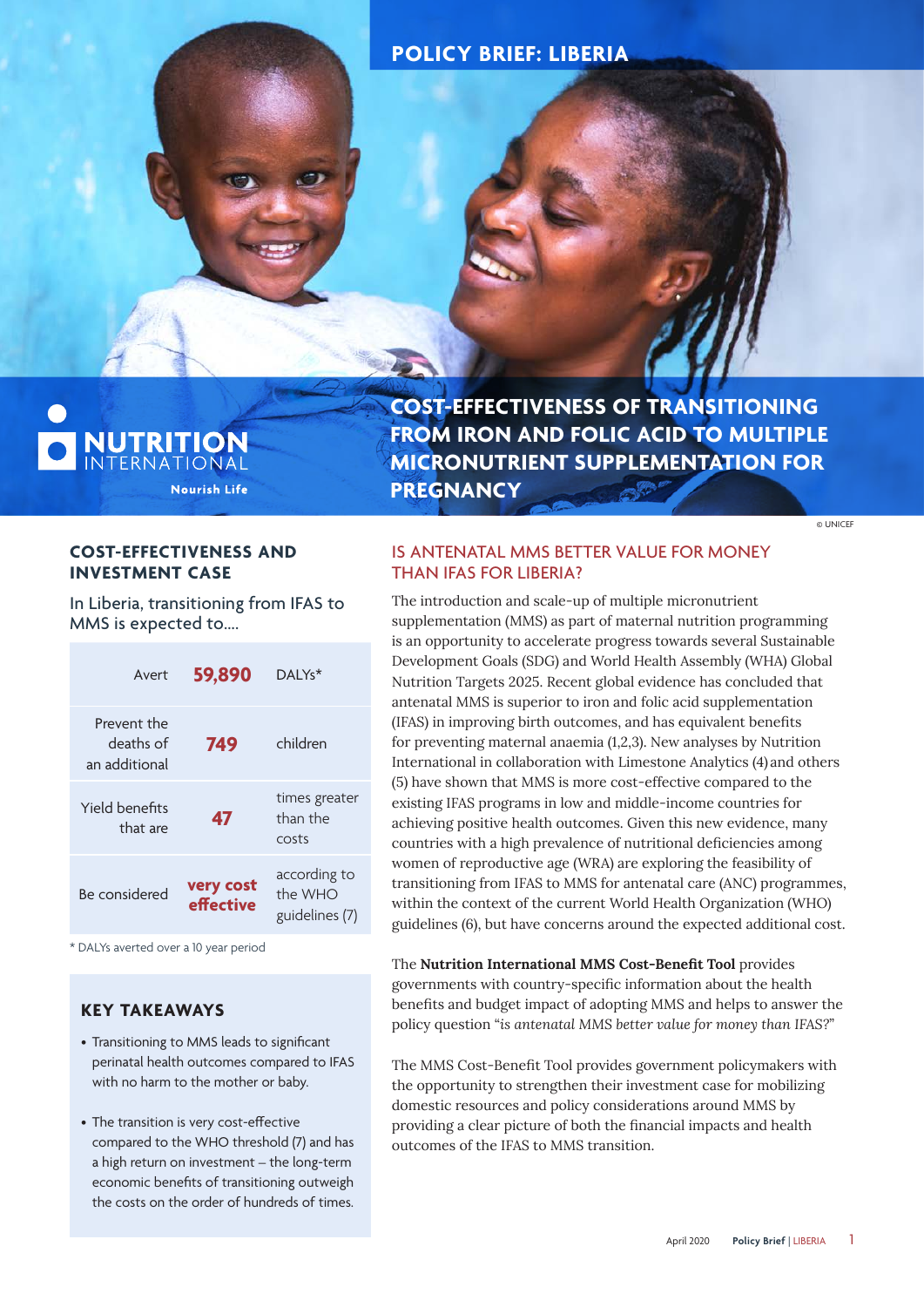POLICY BRIEF: LIBERIA

NUTRITION INTERNATIONAL
Nourish Life

# COST-EFFECTIVENESS OF TRANSITIONING FROM IRON AND FOLIC ACID TO MULTIPLE MICRONUTRIENT SUPPLEMENTATION FOR PREGNANCY

© UNICEF

## COST-EFFECTIVENESS AND INVESTMENT CASE

In Liberia, transitioning from IFAS to MMS is expected to....

| | | |
|---|---|---|
| Avert | **59,890** | DALYs* |
| Prevent the deaths of an additional | **749** | children |
| Yield benefits that are | **47** | times greater than the costs |
| Be considered | **very cost effective** | according to the WHO guidelines (7) |

\* DALYs averted over a 10 year period

### KEY TAKEAWAYS

- Transitioning to MMS leads to significant perinatal health outcomes compared to IFAS with no harm to the mother or baby.
- The transition is very cost-effective compared to the WHO threshold (7) and has a high return on investment – the long-term economic benefits of transitioning outweigh the costs on the order of hundreds of times.

## IS ANTENATAL MMS BETTER VALUE FOR MONEY THAN IFAS FOR LIBERIA?

The introduction and scale-up of multiple micronutrient supplementation (MMS) as part of maternal nutrition programming is an opportunity to accelerate progress towards several Sustainable Development Goals (SDG) and World Health Assembly (WHA) Global Nutrition Targets 2025. Recent global evidence has concluded that antenatal MMS is superior to iron and folic acid supplementation (IFAS) in improving birth outcomes, and has equivalent benefits for preventing maternal anaemia (1,2,3). New analyses by Nutrition International in collaboration with Limestone Analytics (4) and others (5) have shown that MMS is more cost-effective compared to the existing IFAS programs in low and middle-income countries for achieving positive health outcomes. Given this new evidence, many countries with a high prevalence of nutritional deficiencies among women of reproductive age (WRA) are exploring the feasibility of transitioning from IFAS to MMS for antenatal care (ANC) programmes, within the context of the current World Health Organization (WHO) guidelines (6), but have concerns around the expected additional cost.

The **Nutrition International MMS Cost-Benefit Tool** provides governments with country-specific information about the health benefits and budget impact of adopting MMS and helps to answer the policy question "*is antenatal MMS better value for money than IFAS?*"

The MMS Cost-Benefit Tool provides government policymakers with the opportunity to strengthen their investment case for mobilizing domestic resources and policy considerations around MMS by providing a clear picture of both the financial impacts and health outcomes of the IFAS to MMS transition.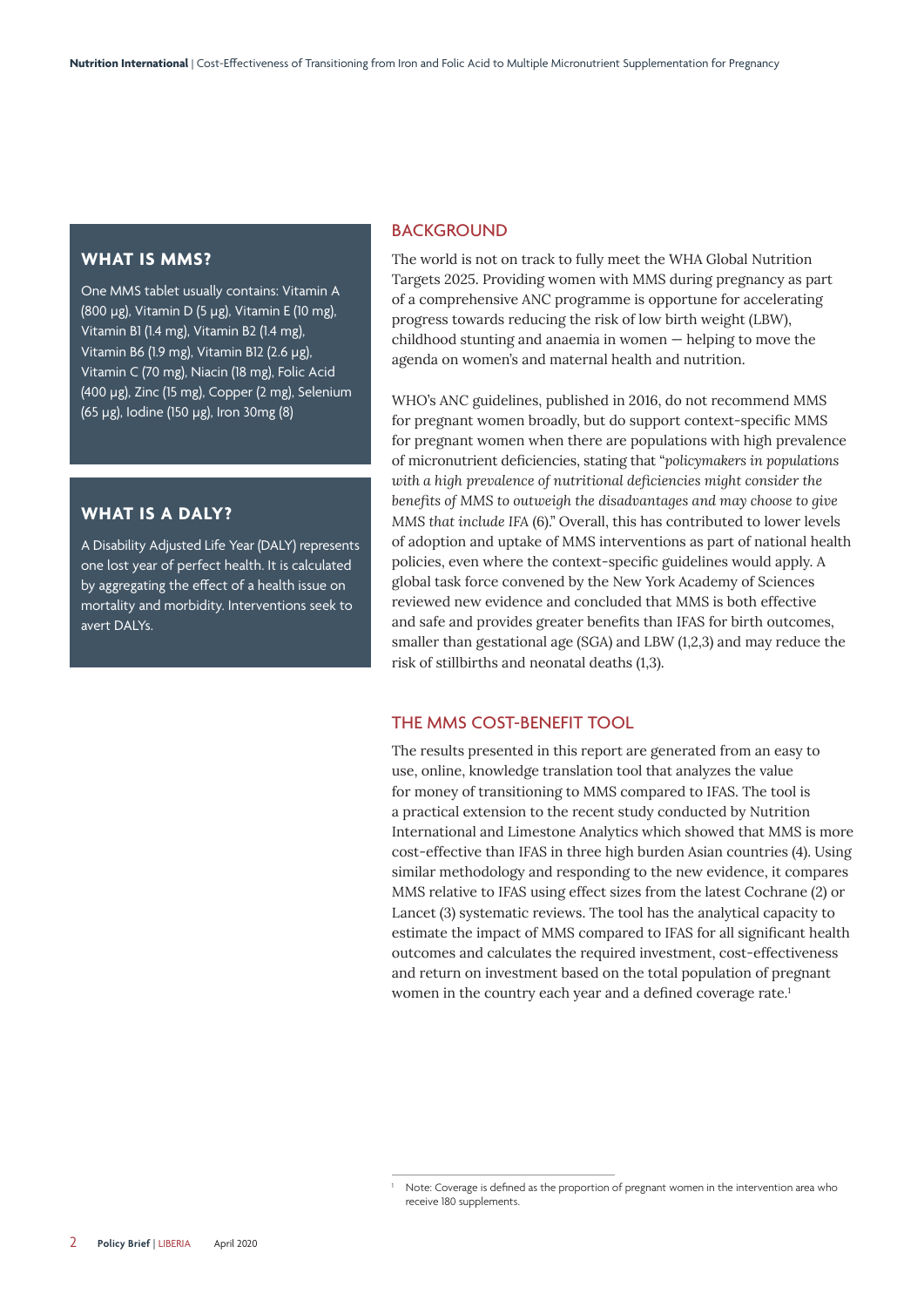## WHAT IS MMS?

One MMS tablet usually contains: Vitamin A (800 μg), Vitamin D (5 μg), Vitamin E (10 mg), Vitamin B1 (1.4 mg), Vitamin B2 (1.4 mg), Vitamin B6 (1.9 mg), Vitamin B12 (2.6 μg), Vitamin C (70 mg), Niacin (18 mg), Folic Acid (400 μg), Zinc (15 mg), Copper (2 mg), Selenium (65 μg), Iodine (150 μg), Iron 30mg (8)

## WHAT IS A DALY?

A Disability Adjusted Life Year (DALY) represents one lost year of perfect health. It is calculated by aggregating the effect of a health issue on mortality and morbidity. Interventions seek to avert DALYs.

## BACKGROUND

The world is not on track to fully meet the WHA Global Nutrition Targets 2025. Providing women with MMS during pregnancy as part of a comprehensive ANC programme is opportune for accelerating progress towards reducing the risk of low birth weight (LBW), childhood stunting and anaemia in women — helping to move the agenda on women's and maternal health and nutrition.

WHO's ANC guidelines, published in 2016, do not recommend MMS for pregnant women broadly, but do support context-specific MMS for pregnant women when there are populations with high prevalence of micronutrient deficiencies, stating that "*policymakers in populations with a high prevalence of nutritional deficiencies might consider the benefits of MMS to outweigh the disadvantages and may choose to give MMS that include IFA* (6)." Overall, this has contributed to lower levels of adoption and uptake of MMS interventions as part of national health policies, even where the context-specific guidelines would apply. A global task force convened by the New York Academy of Sciences reviewed new evidence and concluded that MMS is both effective and safe and provides greater benefits than IFAS for birth outcomes, smaller than gestational age (SGA) and LBW (1,2,3) and may reduce the risk of stillbirths and neonatal deaths (1,3).

## THE MMS COST-BENEFIT TOOL

The results presented in this report are generated from an easy to use, online, knowledge translation tool that analyzes the value for money of transitioning to MMS compared to IFAS. The tool is a practical extension to the recent study conducted by Nutrition International and Limestone Analytics which showed that MMS is more cost-effective than IFAS in three high burden Asian countries (4). Using similar methodology and responding to the new evidence, it compares MMS relative to IFAS using effect sizes from the latest Cochrane (2) or Lancet (3) systematic reviews. The tool has the analytical capacity to estimate the impact of MMS compared to IFAS for all significant health outcomes and calculates the required investment, cost-effectiveness and return on investment based on the total population of pregnant women in the country each year and a defined coverage rate.[1]

[1] Note: Coverage is defined as the proportion of pregnant women in the intervention area who receive 180 supplements.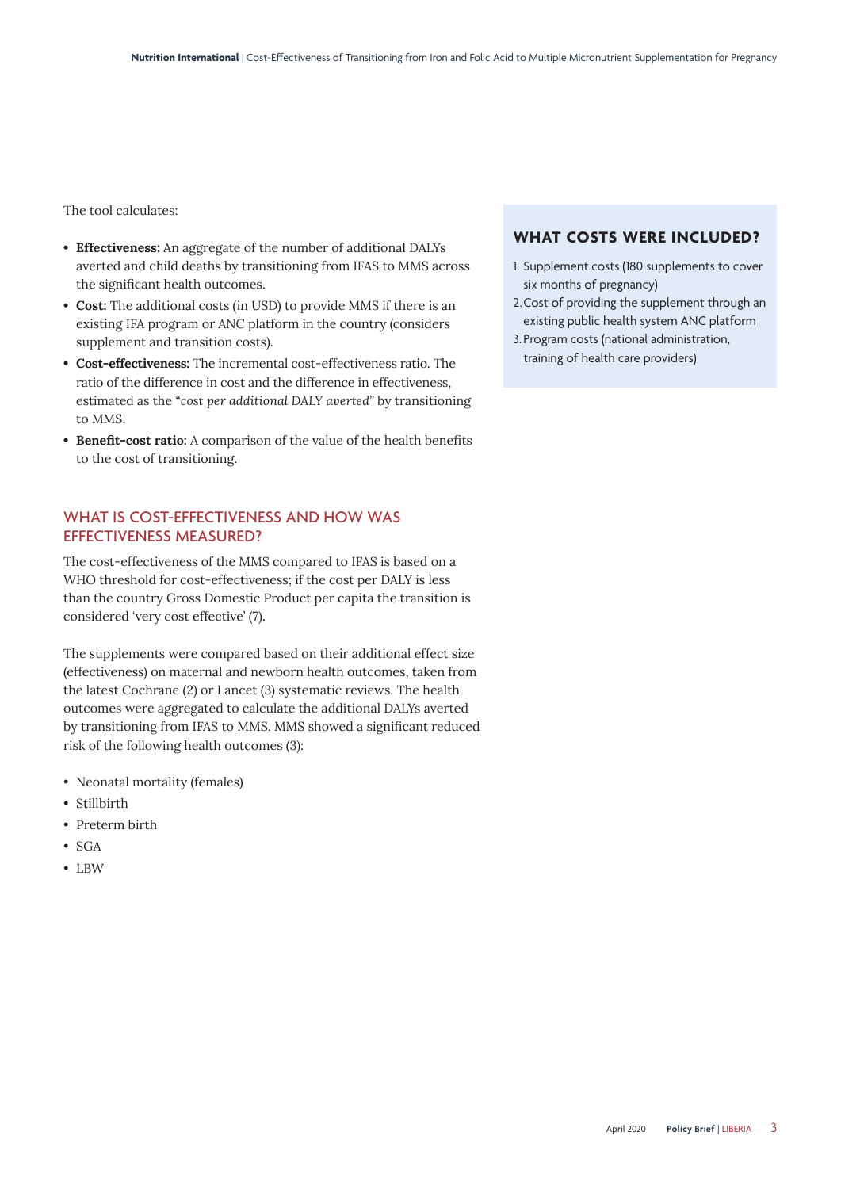The tool calculates:

- **Effectiveness:** An aggregate of the number of additional DALYs averted and child deaths by transitioning from IFAS to MMS across the significant health outcomes.
- **Cost:** The additional costs (in USD) to provide MMS if there is an existing IFA program or ANC platform in the country (considers supplement and transition costs).
- **Cost-effectiveness:** The incremental cost-effectiveness ratio. The ratio of the difference in cost and the difference in effectiveness, estimated as the "*cost per additional DALY averted*" by transitioning to MMS.
- **Benefit-cost ratio:** A comparison of the value of the health benefits to the cost of transitioning.

## WHAT IS COST-EFFECTIVENESS AND HOW WAS EFFECTIVENESS MEASURED?

The cost-effectiveness of the MMS compared to IFAS is based on a WHO threshold for cost-effectiveness; if the cost per DALY is less than the country Gross Domestic Product per capita the transition is considered 'very cost effective' (7).

The supplements were compared based on their additional effect size (effectiveness) on maternal and newborn health outcomes, taken from the latest Cochrane (2) or Lancet (3) systematic reviews. The health outcomes were aggregated to calculate the additional DALYs averted by transitioning from IFAS to MMS. MMS showed a significant reduced risk of the following health outcomes (3):

- Neonatal mortality (females)
- Stillbirth
- Preterm birth
- SGA
- LBW

## WHAT COSTS WERE INCLUDED?

1. Supplement costs (180 supplements to cover six months of pregnancy)
2. Cost of providing the supplement through an existing public health system ANC platform
3. Program costs (national administration, training of health care providers)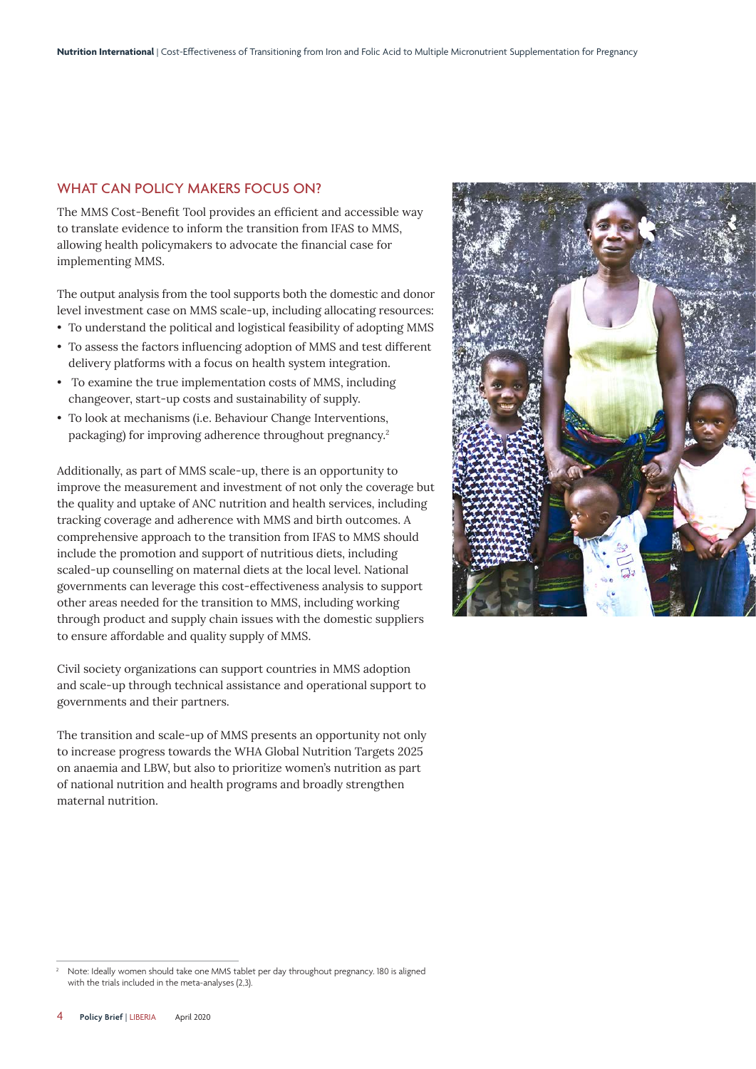## WHAT CAN POLICY MAKERS FOCUS ON?

The MMS Cost-Benefit Tool provides an efficient and accessible way to translate evidence to inform the transition from IFAS to MMS, allowing health policymakers to advocate the financial case for implementing MMS.

The output analysis from the tool supports both the domestic and donor level investment case on MMS scale-up, including allocating resources:

- To understand the political and logistical feasibility of adopting MMS
- To assess the factors influencing adoption of MMS and test different delivery platforms with a focus on health system integration.
- To examine the true implementation costs of MMS, including changeover, start-up costs and sustainability of supply.
- To look at mechanisms (i.e. Behaviour Change Interventions, packaging) for improving adherence throughout pregnancy.[2]

Additionally, as part of MMS scale-up, there is an opportunity to improve the measurement and investment of not only the coverage but the quality and uptake of ANC nutrition and health services, including tracking coverage and adherence with MMS and birth outcomes. A comprehensive approach to the transition from IFAS to MMS should include the promotion and support of nutritious diets, including scaled-up counselling on maternal diets at the local level. National governments can leverage this cost-effectiveness analysis to support other areas needed for the transition to MMS, including working through product and supply chain issues with the domestic suppliers to ensure affordable and quality supply of MMS.

Civil society organizations can support countries in MMS adoption and scale-up through technical assistance and operational support to governments and their partners.

The transition and scale-up of MMS presents an opportunity not only to increase progress towards the WHA Global Nutrition Targets 2025 on anaemia and LBW, but also to prioritize women's nutrition as part of national nutrition and health programs and broadly strengthen maternal nutrition.

[2] Note: Ideally women should take one MMS tablet per day throughout pregnancy. 180 is aligned with the trials included in the meta-analyses (2,3).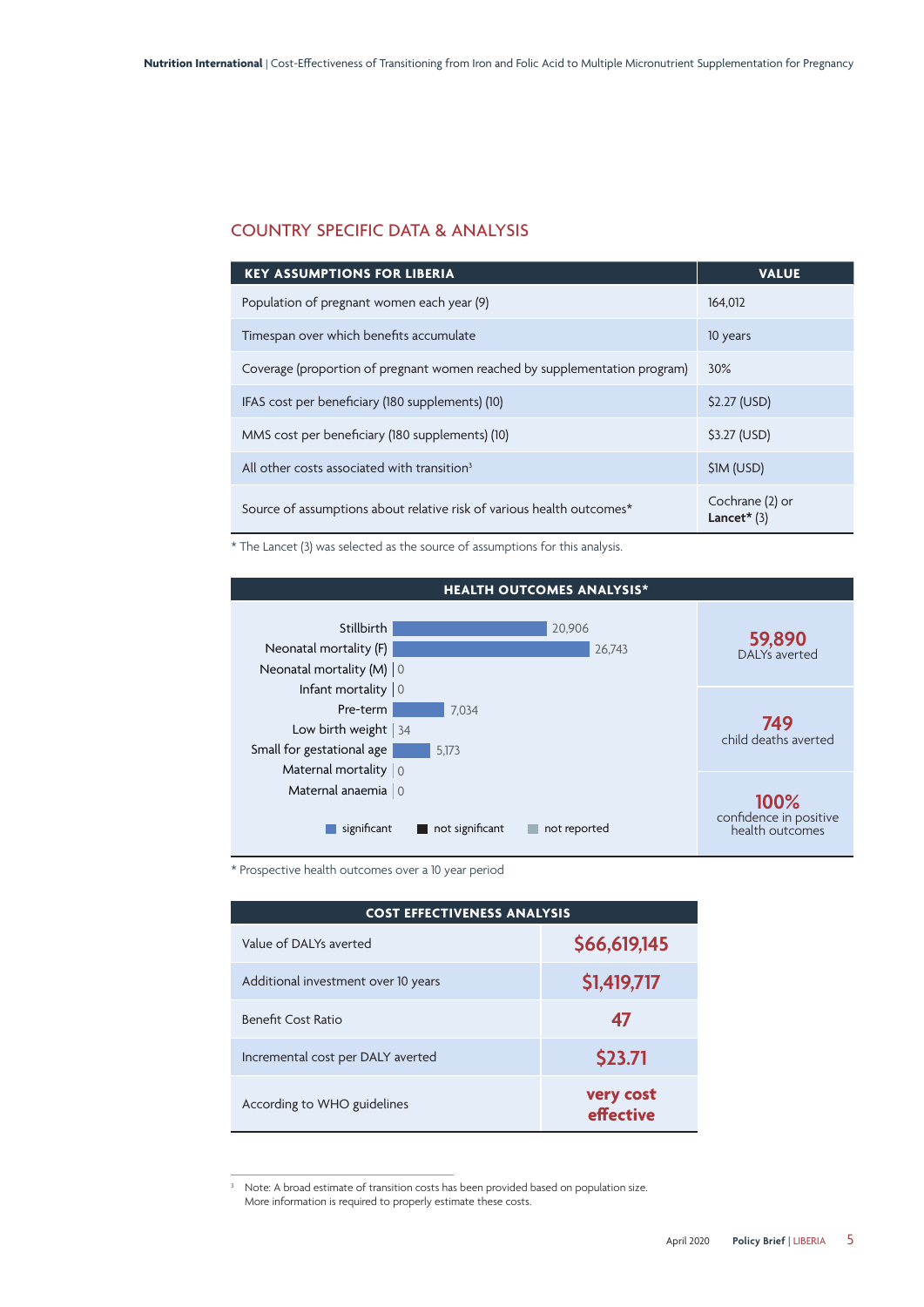## COUNTRY SPECIFIC DATA & ANALYSIS

| KEY ASSUMPTIONS FOR LIBERIA | VALUE |
|---|---|
| Population of pregnant women each year (9) | 164,012 |
| Timespan over which benefits accumulate | 10 years |
| Coverage (proportion of pregnant women reached by supplementation program) | 30% |
| IFAS cost per beneficiary (180 supplements) (10) | $2.27 (USD) |
| MMS cost per beneficiary (180 supplements) (10) | $3.27 (USD) |
| All other costs associated with transition[3] | $1M (USD) |
| Source of assumptions about relative risk of various health outcomes* | Cochrane (2) or **Lancet*** (3) |

* The Lancet (3) was selected as the source of assumptions for this analysis.

**HEALTH OUTCOMES ANALYSIS***

| Outcome | Value |
|---|---|
| Stillbirth | 20,906 |
| Neonatal mortality (F) | 26,743 |
| Neonatal mortality (M) | 0 |
| Infant mortality | 0 |
| Pre-term | 7,034 |
| Low birth weight | 34 |
| Small for gestational age | 5,173 |
| Maternal mortality | 0 |
| Maternal anaemia | 0 |

Legend: significant, not significant, not reported

**59,890** DALYs averted

**749** child deaths averted

**100%** confidence in positive health outcomes

* Prospective health outcomes over a 10 year period

| COST EFFECTIVENESS ANALYSIS | |
|---|---|
| Value of DALYs averted | $66,619,145 |
| Additional investment over 10 years | $1,419,717 |
| Benefit Cost Ratio | 47 |
| Incremental cost per DALY averted | $23.71 |
| According to WHO guidelines | very cost effective |

[3] Note: A broad estimate of transition costs has been provided based on population size. More information is required to properly estimate these costs.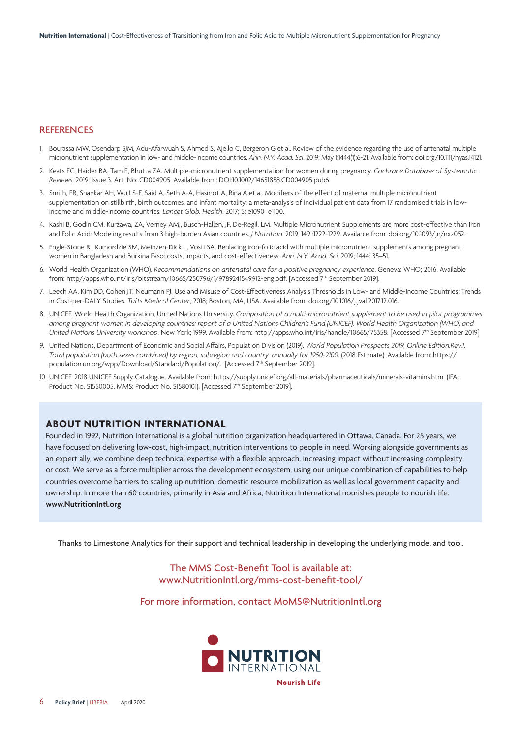## REFERENCES

1. Bourassa MW, Osendarp SJM, Adu-Afarwuah S, Ahmed S, Ajello C, Bergeron G et al. Review of the evidence regarding the use of antenatal multiple micronutrient supplementation in low- and middle-income countries. *Ann. N.Y. Acad. Sci*. 2019; May 1;1444(1):6-21. Available from: doi.org/10.1111/nyas.14121.
2. Keats EC, Haider BA, Tam E, Bhutta ZA. Multiple-micronutrient supplementation for women during pregnancy. *Cochrane Database of Systematic Reviews*. 2019: Issue 3. Art. No: CD004905. Available from: DOI:10.1002/14651858.CD004905.pub6.
3. Smith, ER, Shankar AH, Wu LS-F, Said A, Seth A-A, Hasmot A, Rina A et al. Modifiers of the effect of maternal multiple micronutrient supplementation on stillbirth, birth outcomes, and infant mortality: a meta-analysis of individual patient data from 17 randomised trials in low-income and middle-income countries. *Lancet Glob. Health*. 2017; 5: e1090–e1100.
4. Kashi B, Godin CM, Kurzawa, ZA, Verney AMJ, Busch-Hallen, JF, De-Regil, LM. Multiple Micronutrient Supplements are more cost-effective than Iron and Folic Acid: Modeling results from 3 high-burden Asian countries. *J Nutrition*. 2019; 149 :1222-1229. Available from: doi.org/10.1093/jn/nxz052.
5. Engle-Stone R., Kumordzie SM, Meinzen-Dick L, Vosti SA. Replacing iron-folic acid with multiple micronutrient supplements among pregnant women in Bangladesh and Burkina Faso: costs, impacts, and cost-effectiveness. *Ann. N.Y. Acad. Sci*. 2019; 1444: 35–51.
6. World Health Organization (WHO). *Recommendations on antenatal care for a positive pregnancy experience*. Geneva: WHO; 2016. Available from: http//apps.who.int/iris/bitstream/10665/250796/1/9789241549912-eng.pdf. [Accessed 7th September 2019].
7. Leech AA, Kim DD, Cohen JT, Neumann PJ. Use and Misuse of Cost-Effectiveness Analysis Thresholds in Low- and Middle-Income Countries: Trends in Cost-per-DALY Studies. *Tufts Medical Center*, 2018; Boston, MA, USA. Available from: doi.org/10.1016/j.jval.2017.12.016.
8. UNICEF, World Health Organization, United Nations University. *Composition of a multi-micronutrient supplement to be used in pilot programmes among pregnant women in developing countries: report of a United Nations Children's Fund (UNICEF), World Health Organization (WHO) and United Nations University workshop*. New York; 1999. Available from: http://apps.who.int/iris/handle/10665/75358. [Accessed 7th September 2019]
9. United Nations, Department of Economic and Social Affairs, Population Division (2019). *World Population Prospects 2019, Online Edition.Rev.1. Total population (both sexes combined) by region, subregion and country, annually for 1950-2100*. (2018 Estimate). Available from: https://population.un.org/wpp/Download/Standard/Population/. [Accessed 7th September 2019].
10. UNICEF. 2018 UNICEF Supply Catalogue. Available from: https://supply.unicef.org/all-materials/pharmaceuticals/minerals-vitamins.html (IFA: Product No. S1550005, MMS: Product No. S1580101). [Accessed 7th September 2019].

## ABOUT NUTRITION INTERNATIONAL

Founded in 1992, Nutrition International is a global nutrition organization headquartered in Ottawa, Canada. For 25 years, we have focused on delivering low-cost, high-impact, nutrition interventions to people in need. Working alongside governments as an expert ally, we combine deep technical expertise with a flexible approach, increasing impact without increasing complexity or cost. We serve as a force multiplier across the development ecosystem, using our unique combination of capabilities to help countries overcome barriers to scaling up nutrition, domestic resource mobilization as well as local government capacity and ownership. In more than 60 countries, primarily in Asia and Africa, Nutrition International nourishes people to nourish life.
**www.NutritionIntl.org**

Thanks to Limestone Analytics for their support and technical leadership in developing the underlying model and tool.

The MMS Cost-Benefit Tool is available at:
www.NutritionIntl.org/mms-cost-benefit-tool/

For more information, contact MoMS@NutritionIntl.org

NUTRITION INTERNATIONAL
Nourish Life